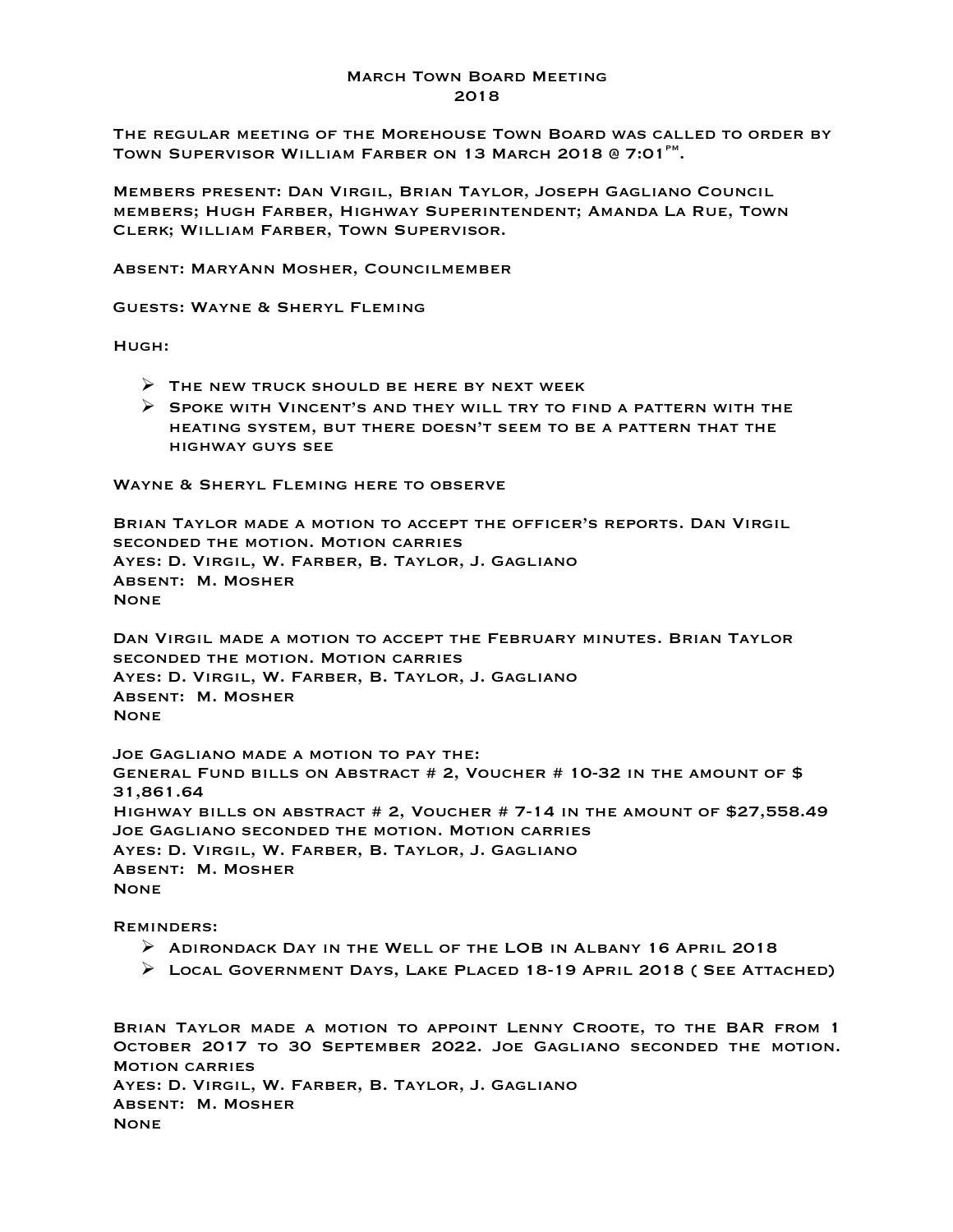# March Town Board Meeting
# 2018

The regular meeting of the Morehouse Town Board was called to order by Town Supervisor William Farber on 13 March 2018 @ 7:01$^{pm}$.

Members present: Dan Virgil, Brian Taylor, Joseph Gagliano Council members; Hugh Farber, Highway Superintendent; Amanda La Rue, Town Clerk; William Farber, Town Supervisor.

Absent: MaryAnn Mosher, Councilmember

Guests: Wayne & Sheryl Fleming

Hugh:

- The new truck should be here by next week
- Spoke with Vincent's and they will try to find a pattern with the heating system, but there doesn't seem to be a pattern that the highway guys see

Wayne & Sheryl Fleming here to observe

Brian Taylor made a motion to accept the officer's reports. Dan Virgil seconded the motion. Motion carries
Ayes: D. Virgil, W. Farber, B. Taylor, J. Gagliano
Absent: M. Mosher
None

Dan Virgil made a motion to accept the February minutes. Brian Taylor seconded the motion. Motion carries
Ayes: D. Virgil, W. Farber, B. Taylor, J. Gagliano
Absent: M. Mosher
None

Joe Gagliano made a motion to pay the:
General Fund bills on Abstract # 2, Voucher # 10-32 in the amount of $ 31,861.64
Highway bills on abstract # 2, Voucher # 7-14 in the amount of $27,558.49
Joe Gagliano seconded the motion. Motion carries
Ayes: D. Virgil, W. Farber, B. Taylor, J. Gagliano
Absent: M. Mosher
None

Reminders:

- Adirondack Day in the Well of the LOB in Albany 16 April 2018
- Local Government Days, Lake Placed 18-19 April 2018 ( See Attached)

Brian Taylor made a motion to appoint Lenny Croote, to the BAR from 1 October 2017 to 30 September 2022. Joe Gagliano seconded the motion. Motion carries
Ayes: D. Virgil, W. Farber, B. Taylor, J. Gagliano
Absent: M. Mosher
None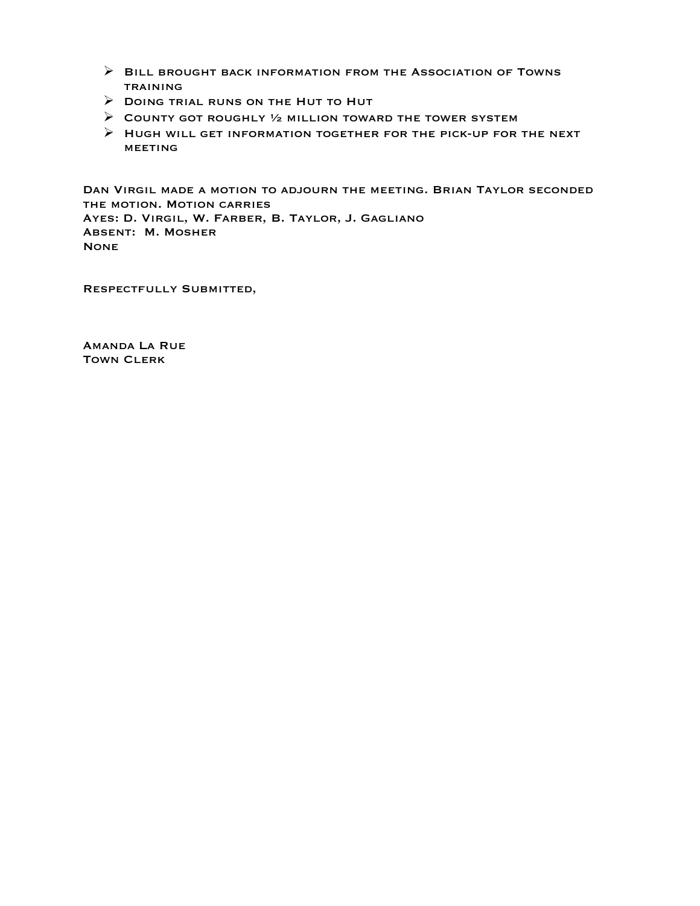- Bill brought back information from the Association of Towns training
- Doing trial runs on the Hut to Hut
- County got roughly ½ million toward the tower system
- Hugh will get information together for the pick-up for the next meeting

Dan Virgil made a motion to adjourn the meeting. Brian Taylor seconded the motion. Motion carries
Ayes: D. Virgil, W. Farber, B. Taylor, J. Gagliano
Absent: M. Mosher
None

Respectfully Submitted,

Amanda La Rue
Town Clerk